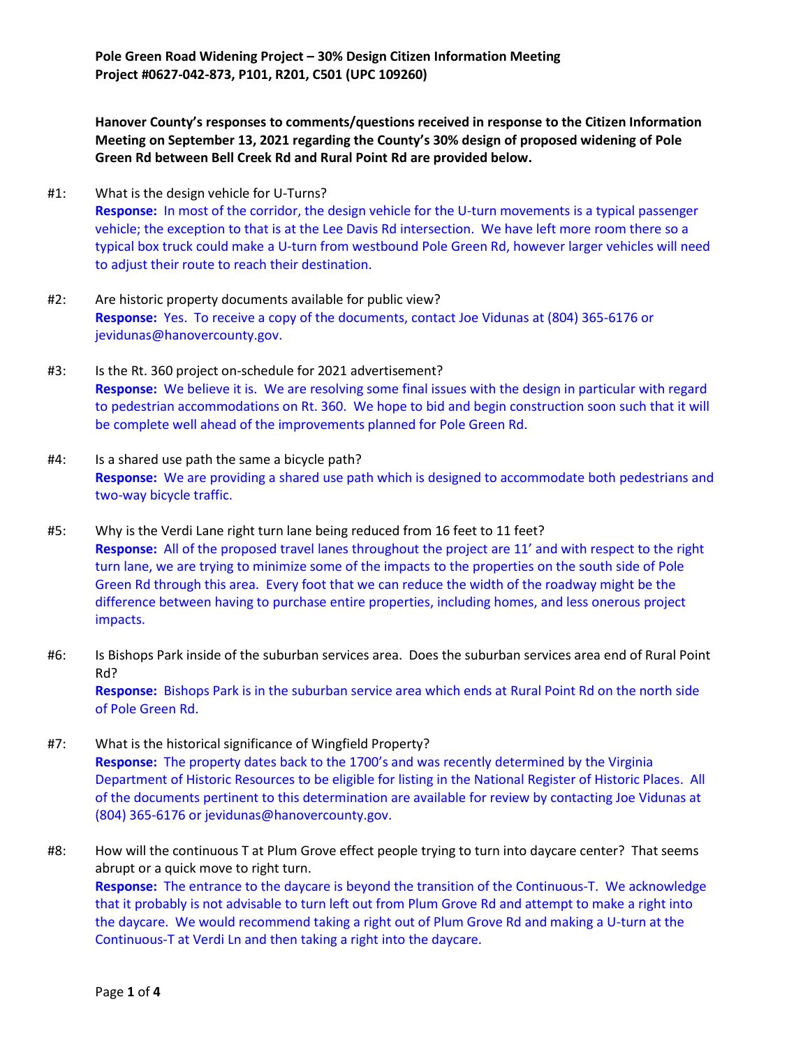**Pole Green Road Widening Project – 30% Design Citizen Information Meeting**
**Project #0627-042-873, P101, R201, C501 (UPC 109260)**

**Hanover County's responses to comments/questions received in response to the Citizen Information Meeting on September 13, 2021 regarding the County's 30% design of proposed widening of Pole Green Rd between Bell Creek Rd and Rural Point Rd are provided below.**

#1: What is the design vehicle for U-Turns?
**Response:** In most of the corridor, the design vehicle for the U-turn movements is a typical passenger vehicle; the exception to that is at the Lee Davis Rd intersection. We have left more room there so a typical box truck could make a U-turn from westbound Pole Green Rd, however larger vehicles will need to adjust their route to reach their destination.

#2: Are historic property documents available for public view?
**Response:** Yes. To receive a copy of the documents, contact Joe Vidunas at (804) 365-6176 or jevidunas@hanovercounty.gov.

#3: Is the Rt. 360 project on-schedule for 2021 advertisement?
**Response:** We believe it is. We are resolving some final issues with the design in particular with regard to pedestrian accommodations on Rt. 360. We hope to bid and begin construction soon such that it will be complete well ahead of the improvements planned for Pole Green Rd.

#4: Is a shared use path the same a bicycle path?
**Response:** We are providing a shared use path which is designed to accommodate both pedestrians and two-way bicycle traffic.

#5: Why is the Verdi Lane right turn lane being reduced from 16 feet to 11 feet?
**Response:** All of the proposed travel lanes throughout the project are 11' and with respect to the right turn lane, we are trying to minimize some of the impacts to the properties on the south side of Pole Green Rd through this area. Every foot that we can reduce the width of the roadway might be the difference between having to purchase entire properties, including homes, and less onerous project impacts.

#6: Is Bishops Park inside of the suburban services area. Does the suburban services area end of Rural Point Rd?
**Response:** Bishops Park is in the suburban service area which ends at Rural Point Rd on the north side of Pole Green Rd.

#7: What is the historical significance of Wingfield Property?
**Response:** The property dates back to the 1700's and was recently determined by the Virginia Department of Historic Resources to be eligible for listing in the National Register of Historic Places. All of the documents pertinent to this determination are available for review by contacting Joe Vidunas at (804) 365-6176 or jevidunas@hanovercounty.gov.

#8: How will the continuous T at Plum Grove effect people trying to turn into daycare center? That seems abrupt or a quick move to right turn.
**Response:** The entrance to the daycare is beyond the transition of the Continuous-T. We acknowledge that it probably is not advisable to turn left out from Plum Grove Rd and attempt to make a right into the daycare. We would recommend taking a right out of Plum Grove Rd and making a U-turn at the Continuous-T at Verdi Ln and then taking a right into the daycare.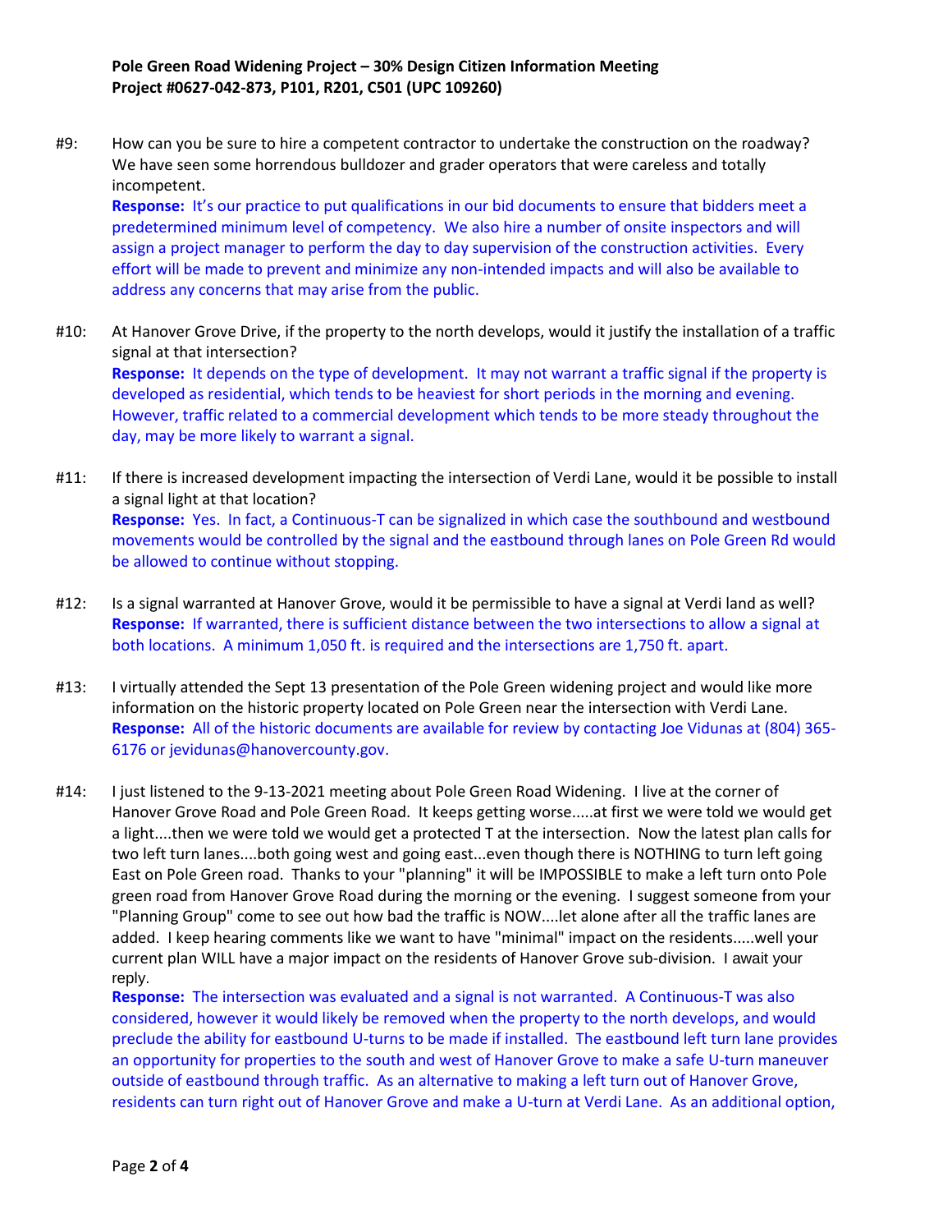**Pole Green Road Widening Project – 30% Design Citizen Information Meeting**
**Project #0627-042-873, P101, R201, C501 (UPC 109260)**

#9: How can you be sure to hire a competent contractor to undertake the construction on the roadway? We have seen some horrendous bulldozer and grader operators that were careless and totally incompetent.
**Response:** It's our practice to put qualifications in our bid documents to ensure that bidders meet a predetermined minimum level of competency. We also hire a number of onsite inspectors and will assign a project manager to perform the day to day supervision of the construction activities. Every effort will be made to prevent and minimize any non-intended impacts and will also be available to address any concerns that may arise from the public.

#10: At Hanover Grove Drive, if the property to the north develops, would it justify the installation of a traffic signal at that intersection?
**Response:** It depends on the type of development. It may not warrant a traffic signal if the property is developed as residential, which tends to be heaviest for short periods in the morning and evening. However, traffic related to a commercial development which tends to be more steady throughout the day, may be more likely to warrant a signal.

#11: If there is increased development impacting the intersection of Verdi Lane, would it be possible to install a signal light at that location?
**Response:** Yes. In fact, a Continuous-T can be signalized in which case the southbound and westbound movements would be controlled by the signal and the eastbound through lanes on Pole Green Rd would be allowed to continue without stopping.

#12: Is a signal warranted at Hanover Grove, would it be permissible to have a signal at Verdi land as well?
**Response:** If warranted, there is sufficient distance between the two intersections to allow a signal at both locations. A minimum 1,050 ft. is required and the intersections are 1,750 ft. apart.

#13: I virtually attended the Sept 13 presentation of the Pole Green widening project and would like more information on the historic property located on Pole Green near the intersection with Verdi Lane.
**Response:** All of the historic documents are available for review by contacting Joe Vidunas at (804) 365-6176 or jevidunas@hanovercounty.gov.

#14: I just listened to the 9-13-2021 meeting about Pole Green Road Widening. I live at the corner of Hanover Grove Road and Pole Green Road. It keeps getting worse.....at first we were told we would get a light....then we were told we would get a protected T at the intersection. Now the latest plan calls for two left turn lanes....both going west and going east...even though there is NOTHING to turn left going East on Pole Green road. Thanks to your "planning" it will be IMPOSSIBLE to make a left turn onto Pole green road from Hanover Grove Road during the morning or the evening. I suggest someone from your "Planning Group" come to see out how bad the traffic is NOW....let alone after all the traffic lanes are added. I keep hearing comments like we want to have "minimal" impact on the residents.....well your current plan WILL have a major impact on the residents of Hanover Grove sub-division. I await your reply.
**Response:** The intersection was evaluated and a signal is not warranted. A Continuous-T was also considered, however it would likely be removed when the property to the north develops, and would preclude the ability for eastbound U-turns to be made if installed. The eastbound left turn lane provides an opportunity for properties to the south and west of Hanover Grove to make a safe U-turn maneuver outside of eastbound through traffic. As an alternative to making a left turn out of Hanover Grove, residents can turn right out of Hanover Grove and make a U-turn at Verdi Lane. As an additional option,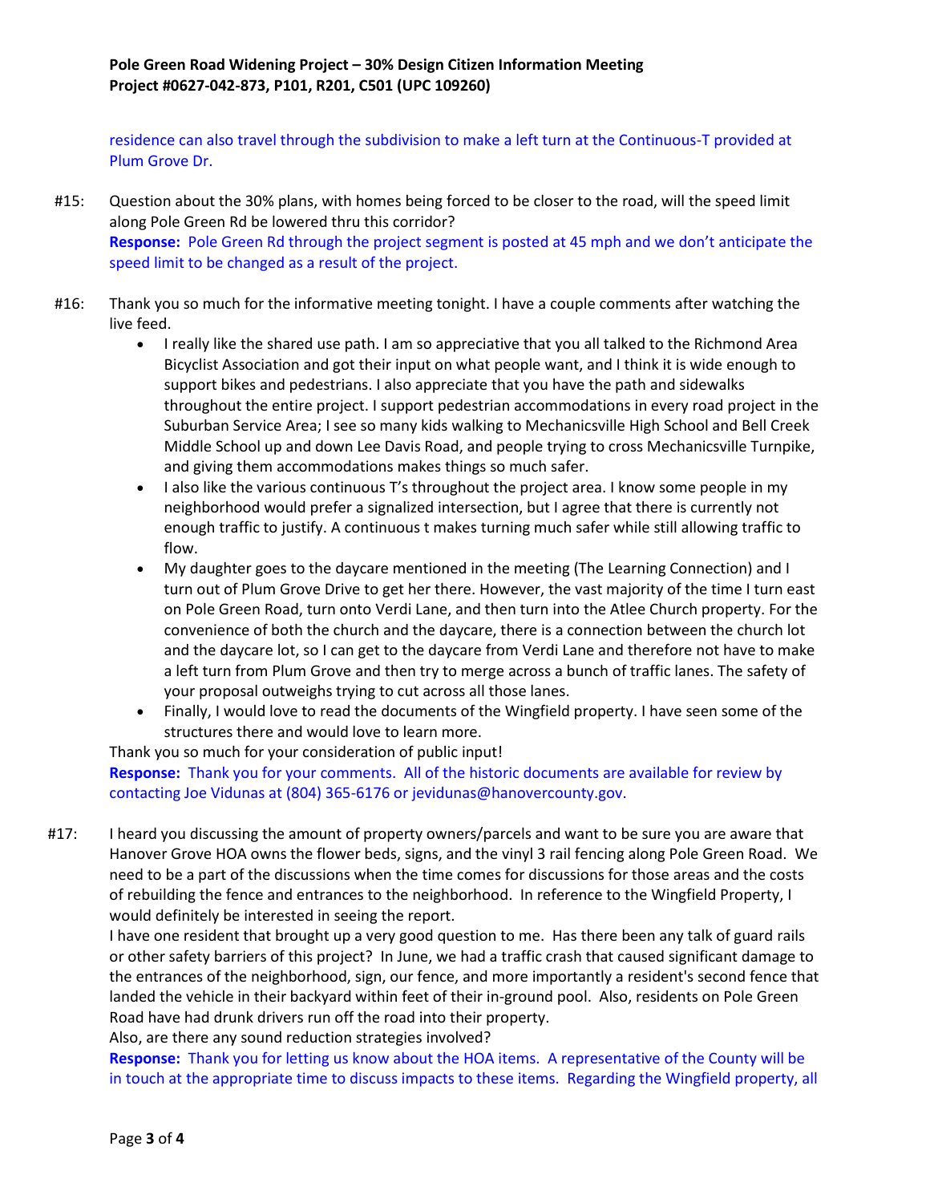residence can also travel through the subdivision to make a left turn at the Continuous-T provided at Plum Grove Dr.

#15: Question about the 30% plans, with homes being forced to be closer to the road, will the speed limit along Pole Green Rd be lowered thru this corridor?
**Response:** Pole Green Rd through the project segment is posted at 45 mph and we don't anticipate the speed limit to be changed as a result of the project.

#16: Thank you so much for the informative meeting tonight. I have a couple comments after watching the live feed.

- I really like the shared use path. I am so appreciative that you all talked to the Richmond Area Bicyclist Association and got their input on what people want, and I think it is wide enough to support bikes and pedestrians. I also appreciate that you have the path and sidewalks throughout the entire project. I support pedestrian accommodations in every road project in the Suburban Service Area; I see so many kids walking to Mechanicsville High School and Bell Creek Middle School up and down Lee Davis Road, and people trying to cross Mechanicsville Turnpike, and giving them accommodations makes things so much safer.
- I also like the various continuous T's throughout the project area. I know some people in my neighborhood would prefer a signalized intersection, but I agree that there is currently not enough traffic to justify. A continuous t makes turning much safer while still allowing traffic to flow.
- My daughter goes to the daycare mentioned in the meeting (The Learning Connection) and I turn out of Plum Grove Drive to get her there. However, the vast majority of the time I turn east on Pole Green Road, turn onto Verdi Lane, and then turn into the Atlee Church property. For the convenience of both the church and the daycare, there is a connection between the church lot and the daycare lot, so I can get to the daycare from Verdi Lane and therefore not have to make a left turn from Plum Grove and then try to merge across a bunch of traffic lanes. The safety of your proposal outweighs trying to cut across all those lanes.
- Finally, I would love to read the documents of the Wingfield property. I have seen some of the structures there and would love to learn more.

Thank you so much for your consideration of public input!
**Response:** Thank you for your comments. All of the historic documents are available for review by contacting Joe Vidunas at (804) 365-6176 or jevidunas@hanovercounty.gov.

#17: I heard you discussing the amount of property owners/parcels and want to be sure you are aware that Hanover Grove HOA owns the flower beds, signs, and the vinyl 3 rail fencing along Pole Green Road. We need to be a part of the discussions when the time comes for discussions for those areas and the costs of rebuilding the fence and entrances to the neighborhood. In reference to the Wingfield Property, I would definitely be interested in seeing the report.
I have one resident that brought up a very good question to me. Has there been any talk of guard rails or other safety barriers of this project? In June, we had a traffic crash that caused significant damage to the entrances of the neighborhood, sign, our fence, and more importantly a resident's second fence that landed the vehicle in their backyard within feet of their in-ground pool. Also, residents on Pole Green Road have had drunk drivers run off the road into their property.
Also, are there any sound reduction strategies involved?
**Response:** Thank you for letting us know about the HOA items. A representative of the County will be in touch at the appropriate time to discuss impacts to these items. Regarding the Wingfield property, all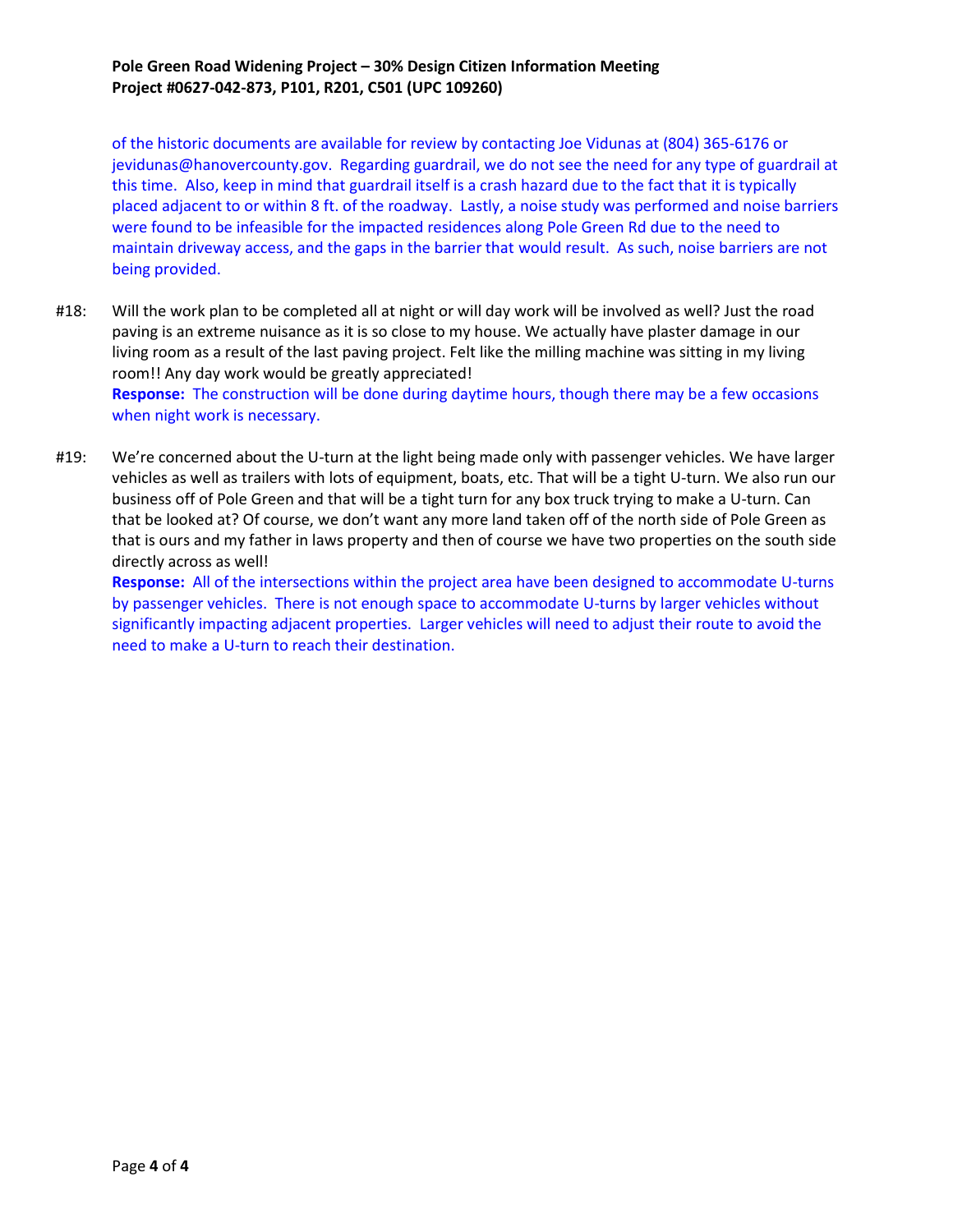of the historic documents are available for review by contacting Joe Vidunas at (804) 365-6176 or jevidunas@hanovercounty.gov. Regarding guardrail, we do not see the need for any type of guardrail at this time. Also, keep in mind that guardrail itself is a crash hazard due to the fact that it is typically placed adjacent to or within 8 ft. of the roadway. Lastly, a noise study was performed and noise barriers were found to be infeasible for the impacted residences along Pole Green Rd due to the need to maintain driveway access, and the gaps in the barrier that would result. As such, noise barriers are not being provided.

#18: Will the work plan to be completed all at night or will day work will be involved as well? Just the road paving is an extreme nuisance as it is so close to my house. We actually have plaster damage in our living room as a result of the last paving project. Felt like the milling machine was sitting in my living room!! Any day work would be greatly appreciated!
**Response:** The construction will be done during daytime hours, though there may be a few occasions when night work is necessary.

#19: We're concerned about the U-turn at the light being made only with passenger vehicles. We have larger vehicles as well as trailers with lots of equipment, boats, etc. That will be a tight U-turn. We also run our business off of Pole Green and that will be a tight turn for any box truck trying to make a U-turn. Can that be looked at? Of course, we don't want any more land taken off of the north side of Pole Green as that is ours and my father in laws property and then of course we have two properties on the south side directly across as well!
**Response:** All of the intersections within the project area have been designed to accommodate U-turns by passenger vehicles. There is not enough space to accommodate U-turns by larger vehicles without significantly impacting adjacent properties. Larger vehicles will need to adjust their route to avoid the need to make a U-turn to reach their destination.